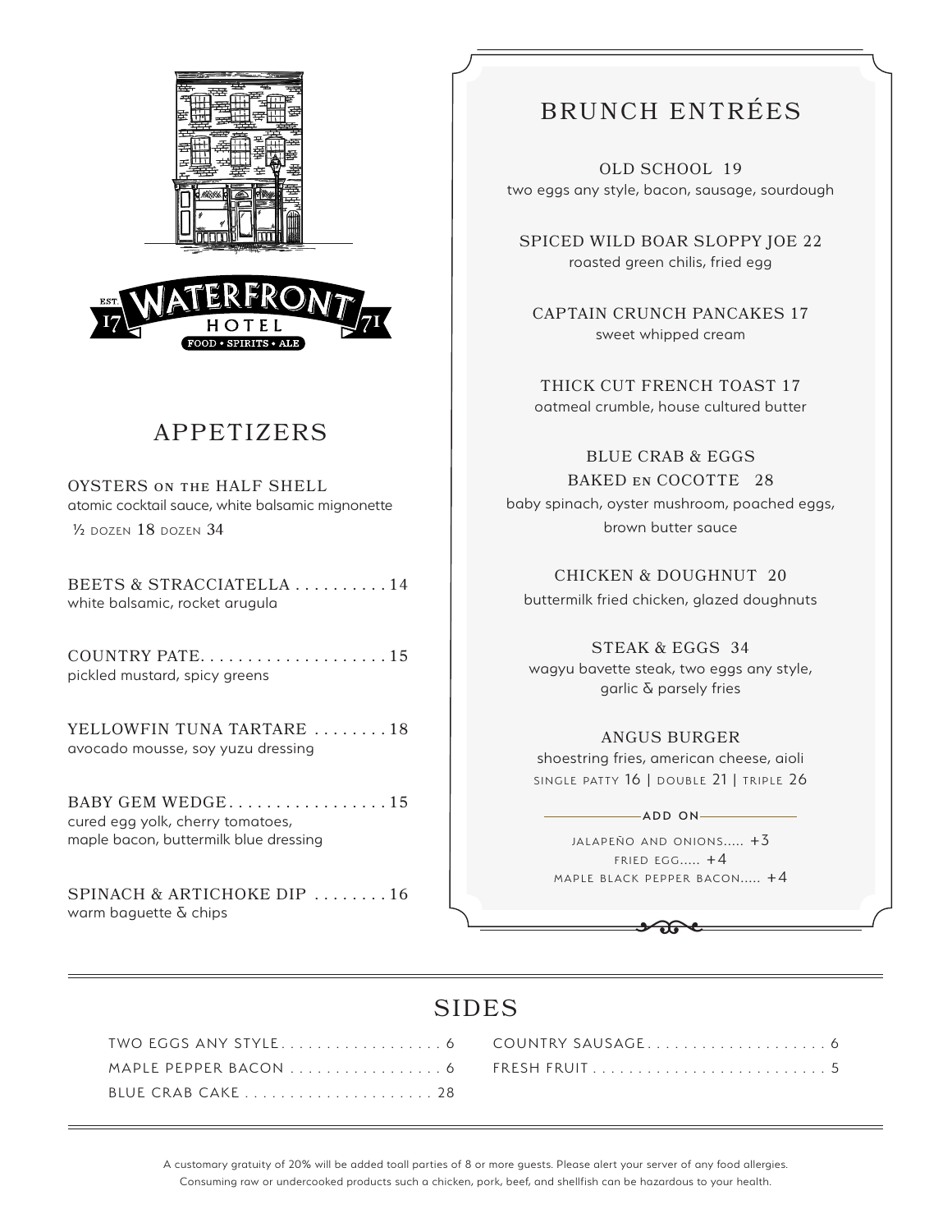EST. 17 WATERFRONT 71 HOTEL

FOOD • SPIRITS • ALE

## APPETIZERS

OYSTERS ON THE HALF SHELL
atomic cocktail sauce, white balsamic mignonette
½ DOZEN 18 DOZEN 34

BEETS & STRACCIATELLA . . . . . . . . . . 14
white balsamic, rocket arugula

COUNTRY PATE. . . . . . . . . . . . . . . . . . . . 15
pickled mustard, spicy greens

YELLOWFIN TUNA TARTARE . . . . . . . . 18
avocado mousse, soy yuzu dressing

BABY GEM WEDGE. . . . . . . . . . . . . . . . . 15
cured egg yolk, cherry tomatoes,
maple bacon, buttermilk blue dressing

SPINACH & ARTICHOKE DIP . . . . . . . . 16
warm baguette & chips

## BRUNCH ENTRÉES

OLD SCHOOL 19
two eggs any style, bacon, sausage, sourdough

SPICED WILD BOAR SLOPPY JOE 22
roasted green chilis, fried egg

CAPTAIN CRUNCH PANCAKES 17
sweet whipped cream

THICK CUT FRENCH TOAST 17
oatmeal crumble, house cultured butter

BLUE CRAB & EGGS
BAKED EN COCOTTE 28
baby spinach, oyster mushroom, poached eggs,
brown butter sauce

CHICKEN & DOUGHNUT 20
buttermilk fried chicken, glazed doughnuts

STEAK & EGGS 34
wagyu bavette steak, two eggs any style,
garlic & parsely fries

ANGUS BURGER
shoestring fries, american cheese, aioli
SINGLE PATTY 16 | DOUBLE 21 | TRIPLE 26

**ADD ON**

JALAPEÑO AND ONIONS..... +3
FRIED EGG..... +4
MAPLE BLACK PEPPER BACON..... +4

## SIDES

TWO EGGS ANY STYLE. . . . . . . . . . . . . . . . . . 6
MAPLE PEPPER BACON . . . . . . . . . . . . . . . . . 6
BLUE CRAB CAKE . . . . . . . . . . . . . . . . . . . . . 28
COUNTRY SAUSAGE. . . . . . . . . . . . . . . . . . . . 6
FRESH FRUIT . . . . . . . . . . . . . . . . . . . . . . . . . . 5

A customary gratuity of 20% will be added toall parties of 8 or more guests. Please alert your server of any food allergies.
Consuming raw or undercooked products such a chicken, pork, beef, and shellfish can be hazardous to your health.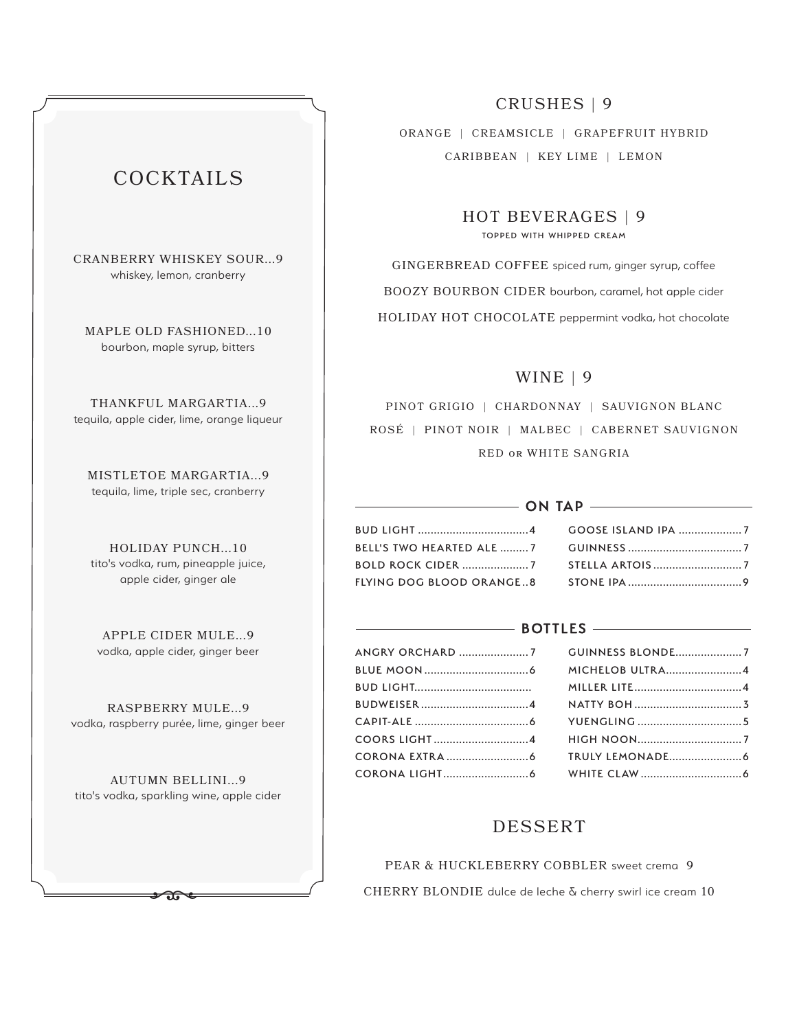## COCKTAILS

CRANBERRY WHISKEY SOUR...9
whiskey, lemon, cranberry

MAPLE OLD FASHIONED...10
bourbon, maple syrup, bitters

THANKFUL MARGARTIA...9
tequila, apple cider, lime, orange liqueur

MISTLETOE MARGARTIA...9
tequila, lime, triple sec, cranberry

HOLIDAY PUNCH...10
tito's vodka, rum, pineapple juice, apple cider, ginger ale

APPLE CIDER MULE...9
vodka, apple cider, ginger beer

RASPBERRY MULE...9
vodka, raspberry purée, lime, ginger beer

AUTUMN BELLINI...9
tito's vodka, sparkling wine, apple cider

## CRUSHES | 9

ORANGE | CREAMSICLE | GRAPEFRUIT HYBRID
CARIBBEAN | KEY LIME | LEMON

## HOT BEVERAGES | 9

TOPPED WITH WHIPPED CREAM

GINGERBREAD COFFEE spiced rum, ginger syrup, coffee
BOOZY BOURBON CIDER bourbon, caramel, hot apple cider
HOLIDAY HOT CHOCOLATE peppermint vodka, hot chocolate

## WINE | 9

PINOT GRIGIO | CHARDONNAY | SAUVIGNON BLANC
ROSÉ | PINOT NOIR | MALBEC | CABERNET SAUVIGNON
RED or WHITE SANGRIA

## ON TAP

BUD LIGHT....4
BELL'S TWO HEARTED ALE....7
BOLD ROCK CIDER....7
FLYING DOG BLOOD ORANGE....8
GOOSE ISLAND IPA....7
GUINNESS....7
STELLA ARTOIS....7
STONE IPA....9

## BOTTLES

ANGRY ORCHARD....7
BLUE MOON....6
BUD LIGHT....
BUDWEISER....4
CAPIT-ALE....6
COORS LIGHT....4
CORONA EXTRA....6
CORONA LIGHT....6
GUINNESS BLONDE....7
MICHELOB ULTRA....4
MILLER LITE....4
NATTY BOH....3
YUENGLING....5
HIGH NOON....7
TRULY LEMONADE....6
WHITE CLAW....6

## DESSERT

PEAR & HUCKLEBERRY COBBLER sweet crema 9
CHERRY BLONDIE dulce de leche & cherry swirl ice cream 10